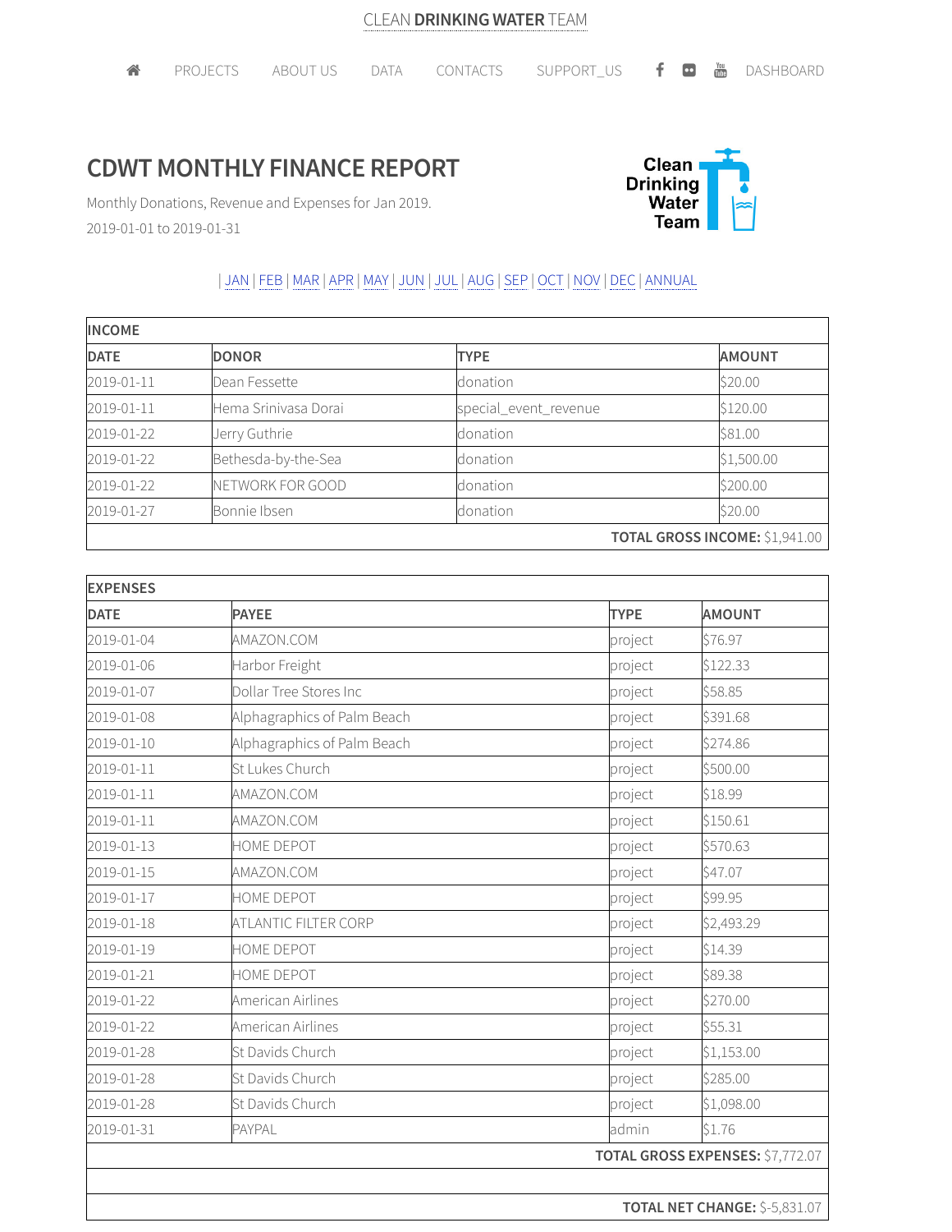CLEAN **DRINKING WATER** TEAM

PROJECTS | ABOUT US | DATA | CONTACTS | SUPPORT_US | DASHBOARD

# CDWT MONTHLY FINANCE REPORT

Monthly Donations, Revenue and Expenses for Jan 2019.

2019-01-01 to 2019-01-31

| JAN | FEB | MAR | APR | MAY | JUN | JUL | AUG | SEP | OCT | NOV | DEC | ANNUAL

| INCOME | | | |
|---|---|---|---|
| **DATE** | **DONOR** | **TYPE** | **AMOUNT** |
| 2019-01-11 | Dean Fessette | donation | $20.00 |
| 2019-01-11 | Hema Srinivasa Dorai | special_event_revenue | $120.00 |
| 2019-01-22 | Jerry Guthrie | donation | $81.00 |
| 2019-01-22 | Bethesda-by-the-Sea | donation | $1,500.00 |
| 2019-01-22 | NETWORK FOR GOOD | donation | $200.00 |
| 2019-01-27 | Bonnie Ibsen | donation | $20.00 |
| | | | **TOTAL GROSS INCOME:** $1,941.00 |

| EXPENSES | | | |
|---|---|---|---|
| **DATE** | **PAYEE** | **TYPE** | **AMOUNT** |
| 2019-01-04 | AMAZON.COM | project | $76.97 |
| 2019-01-06 | Harbor Freight | project | $122.33 |
| 2019-01-07 | Dollar Tree Stores Inc | project | $58.85 |
| 2019-01-08 | Alphagraphics of Palm Beach | project | $391.68 |
| 2019-01-10 | Alphagraphics of Palm Beach | project | $274.86 |
| 2019-01-11 | St Lukes Church | project | $500.00 |
| 2019-01-11 | AMAZON.COM | project | $18.99 |
| 2019-01-11 | AMAZON.COM | project | $150.61 |
| 2019-01-13 | HOME DEPOT | project | $570.63 |
| 2019-01-15 | AMAZON.COM | project | $47.07 |
| 2019-01-17 | HOME DEPOT | project | $99.95 |
| 2019-01-18 | ATLANTIC FILTER CORP | project | $2,493.29 |
| 2019-01-19 | HOME DEPOT | project | $14.39 |
| 2019-01-21 | HOME DEPOT | project | $89.38 |
| 2019-01-22 | American Airlines | project | $270.00 |
| 2019-01-22 | American Airlines | project | $55.31 |
| 2019-01-28 | St Davids Church | project | $1,153.00 |
| 2019-01-28 | St Davids Church | project | $285.00 |
| 2019-01-28 | St Davids Church | project | $1,098.00 |
| 2019-01-31 | PAYPAL | admin | $1.76 |
| | | | **TOTAL GROSS EXPENSES:** $7,772.07 |
| | | | |
| | | | **TOTAL NET CHANGE:** $-5,831.07 |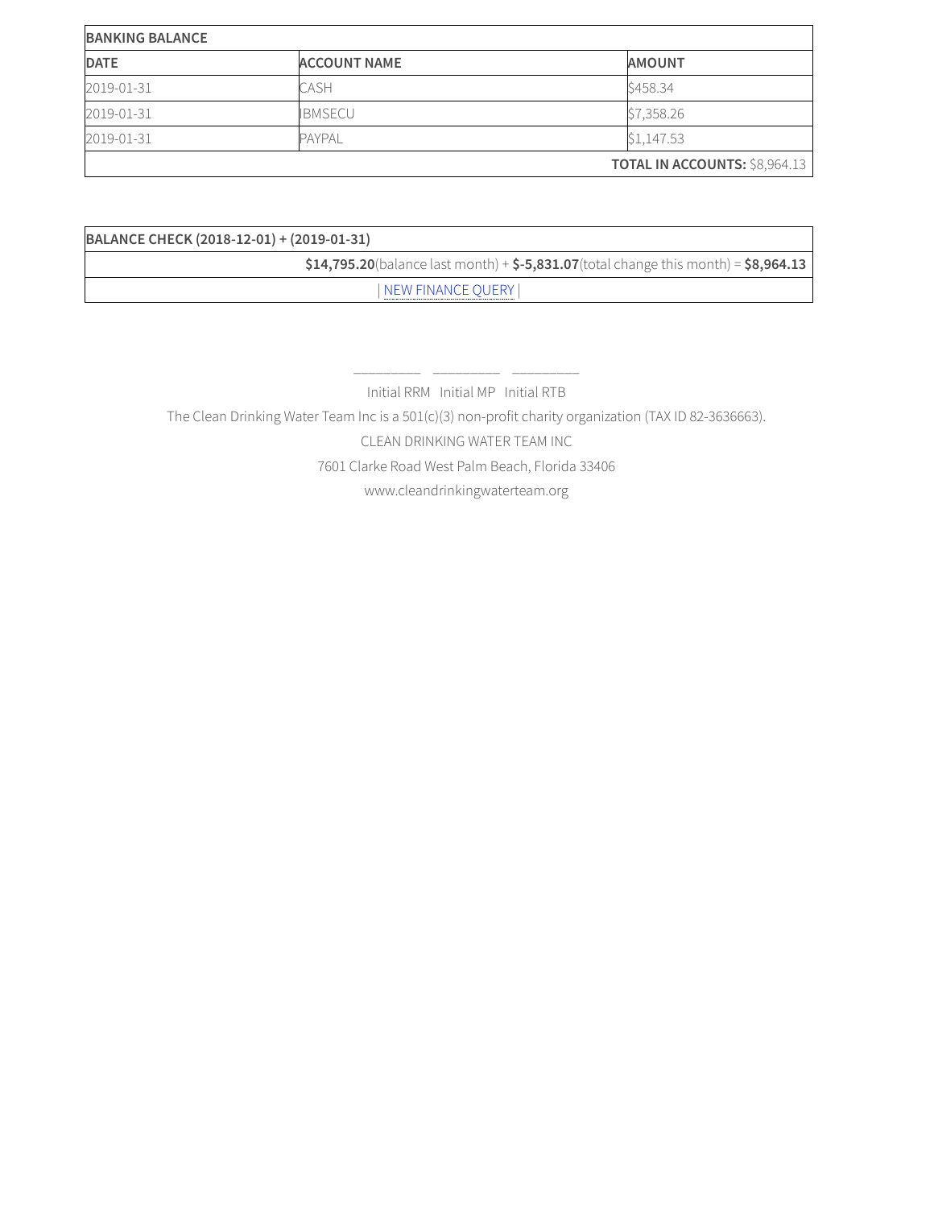| BANKING BALANCE | | |
|---|---|---|
| **DATE** | **ACCOUNT NAME** | **AMOUNT** |
| 2019-01-31 | CASH | $458.34 |
| 2019-01-31 | IBMSECU | $7,358.26 |
| 2019-01-31 | PAYPAL | $1,147.53 |
| | | **TOTAL IN ACCOUNTS:** $8,964.13 |

| BALANCE CHECK (2018-12-01) + (2019-01-31) |
|---|
| **$14,795.20**(balance last month) + **$-5,831.07**(total change this month) = **$8,964.13** |
| \| NEW FINANCE QUERY \| |

_________ _________ _________

Initial RRM Initial MP Initial RTB

The Clean Drinking Water Team Inc is a 501(c)(3) non-profit charity organization (TAX ID 82-3636663).

CLEAN DRINKING WATER TEAM INC

7601 Clarke Road West Palm Beach, Florida 33406

www.cleandrinkingwaterteam.org